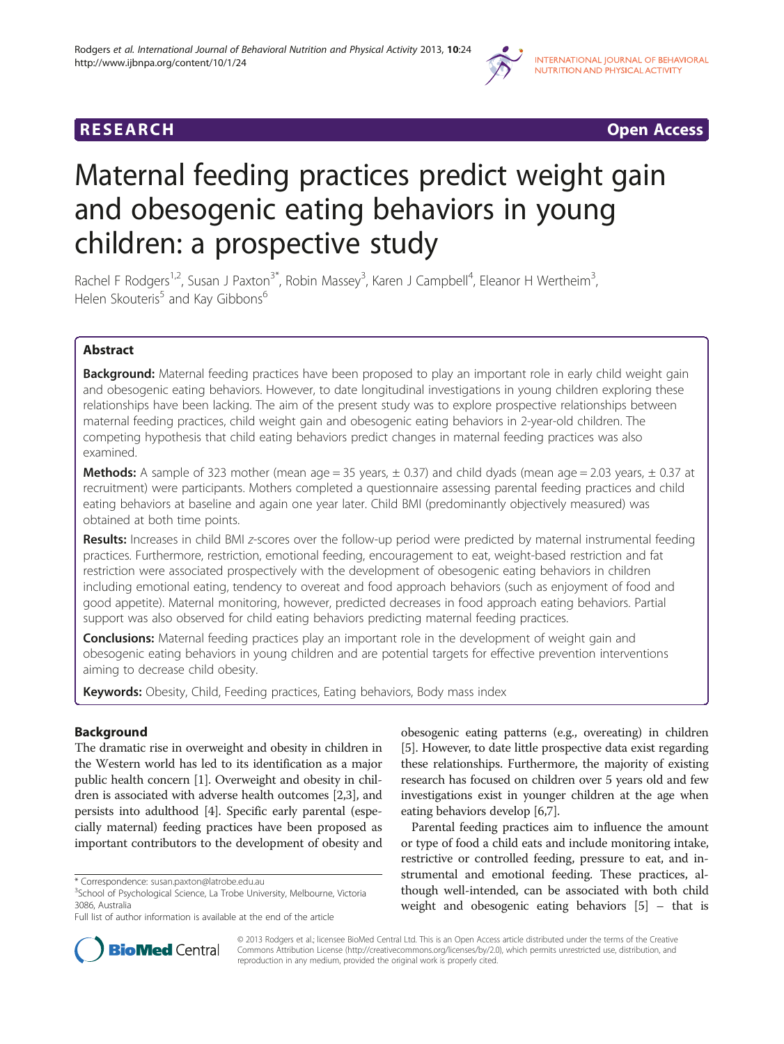RESEARCH Open Access

# Maternal feeding practices predict weight gain and obesogenic eating behaviors in young children: a prospective study

Rachel F Rodgers[1,2], Susan J Paxton[3*], Robin Massey[3], Karen J Campbell[4], Eleanor H Wertheim[3], Helen Skouteris[5] and Kay Gibbons[6]

## Abstract

**Background:** Maternal feeding practices have been proposed to play an important role in early child weight gain and obesogenic eating behaviors. However, to date longitudinal investigations in young children exploring these relationships have been lacking. The aim of the present study was to explore prospective relationships between maternal feeding practices, child weight gain and obesogenic eating behaviors in 2-year-old children. The competing hypothesis that child eating behaviors predict changes in maternal feeding practices was also examined.

**Methods:** A sample of 323 mother (mean age = 35 years, ± 0.37) and child dyads (mean age = 2.03 years, ± 0.37 at recruitment) were participants. Mothers completed a questionnaire assessing parental feeding practices and child eating behaviors at baseline and again one year later. Child BMI (predominantly objectively measured) was obtained at both time points.

**Results:** Increases in child BMI *z*-scores over the follow-up period were predicted by maternal instrumental feeding practices. Furthermore, restriction, emotional feeding, encouragement to eat, weight-based restriction and fat restriction were associated prospectively with the development of obesogenic eating behaviors in children including emotional eating, tendency to overeat and food approach behaviors (such as enjoyment of food and good appetite). Maternal monitoring, however, predicted decreases in food approach eating behaviors. Partial support was also observed for child eating behaviors predicting maternal feeding practices.

**Conclusions:** Maternal feeding practices play an important role in the development of weight gain and obesogenic eating behaviors in young children and are potential targets for effective prevention interventions aiming to decrease child obesity.

**Keywords:** Obesity, Child, Feeding practices, Eating behaviors, Body mass index

## Background

The dramatic rise in overweight and obesity in children in the Western world has led to its identification as a major public health concern [1]. Overweight and obesity in children is associated with adverse health outcomes [2,3], and persists into adulthood [4]. Specific early parental (especially maternal) feeding practices have been proposed as important contributors to the development of obesity and obesogenic eating patterns (e.g., overeating) in children [5]. However, to date little prospective data exist regarding these relationships. Furthermore, the majority of existing research has focused on children over 5 years old and few investigations exist in younger children at the age when eating behaviors develop [6,7].

Parental feeding practices aim to influence the amount or type of food a child eats and include monitoring intake, restrictive or controlled feeding, pressure to eat, and instrumental and emotional feeding. These practices, although well-intended, can be associated with both child weight and obesogenic eating behaviors [5] – that is

\* Correspondence: susan.paxton@latrobe.edu.au
[3]School of Psychological Science, La Trobe University, Melbourne, Victoria 3086, Australia
Full list of author information is available at the end of the article

© 2013 Rodgers et al.; licensee BioMed Central Ltd. This is an Open Access article distributed under the terms of the Creative Commons Attribution License (http://creativecommons.org/licenses/by/2.0), which permits unrestricted use, distribution, and reproduction in any medium, provided the original work is properly cited.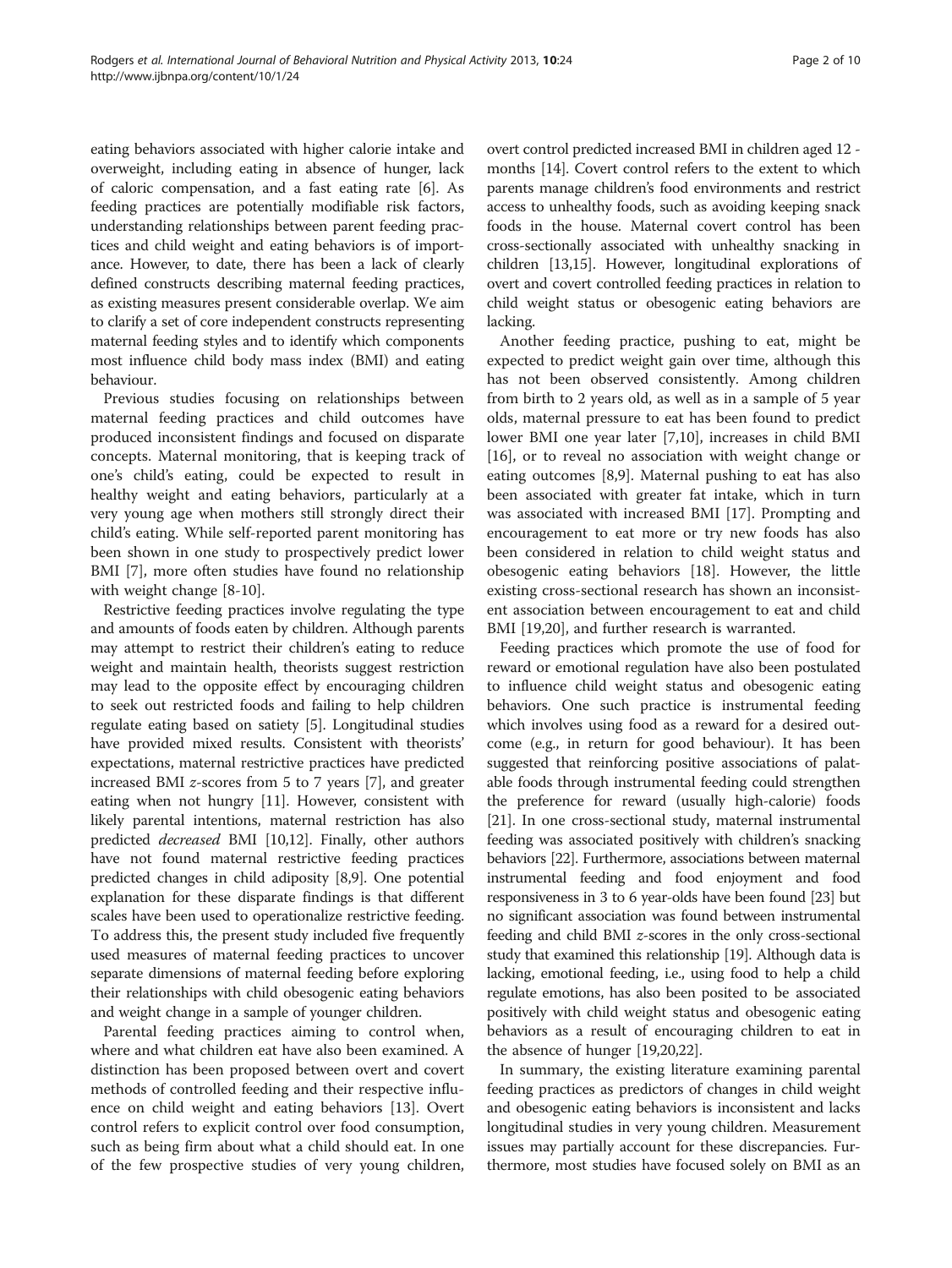eating behaviors associated with higher calorie intake and overweight, including eating in absence of hunger, lack of caloric compensation, and a fast eating rate [6]. As feeding practices are potentially modifiable risk factors, understanding relationships between parent feeding practices and child weight and eating behaviors is of importance. However, to date, there has been a lack of clearly defined constructs describing maternal feeding practices, as existing measures present considerable overlap. We aim to clarify a set of core independent constructs representing maternal feeding styles and to identify which components most influence child body mass index (BMI) and eating behaviour.

Previous studies focusing on relationships between maternal feeding practices and child outcomes have produced inconsistent findings and focused on disparate concepts. Maternal monitoring, that is keeping track of one's child's eating, could be expected to result in healthy weight and eating behaviors, particularly at a very young age when mothers still strongly direct their child's eating. While self-reported parent monitoring has been shown in one study to prospectively predict lower BMI [7], more often studies have found no relationship with weight change [8-10].

Restrictive feeding practices involve regulating the type and amounts of foods eaten by children. Although parents may attempt to restrict their children's eating to reduce weight and maintain health, theorists suggest restriction may lead to the opposite effect by encouraging children to seek out restricted foods and failing to help children regulate eating based on satiety [5]. Longitudinal studies have provided mixed results. Consistent with theorists' expectations, maternal restrictive practices have predicted increased BMI *z*-scores from 5 to 7 years [7], and greater eating when not hungry [11]. However, consistent with likely parental intentions, maternal restriction has also predicted *decreased* BMI [10,12]. Finally, other authors have not found maternal restrictive feeding practices predicted changes in child adiposity [8,9]. One potential explanation for these disparate findings is that different scales have been used to operationalize restrictive feeding. To address this, the present study included five frequently used measures of maternal feeding practices to uncover separate dimensions of maternal feeding before exploring their relationships with child obesogenic eating behaviors and weight change in a sample of younger children.

Parental feeding practices aiming to control when, where and what children eat have also been examined. A distinction has been proposed between overt and covert methods of controlled feeding and their respective influence on child weight and eating behaviors [13]. Overt control refers to explicit control over food consumption, such as being firm about what a child should eat. In one of the few prospective studies of very young children, overt control predicted increased BMI in children aged 12 - months [14]. Covert control refers to the extent to which parents manage children's food environments and restrict access to unhealthy foods, such as avoiding keeping snack foods in the house. Maternal covert control has been cross-sectionally associated with unhealthy snacking in children [13,15]. However, longitudinal explorations of overt and covert controlled feeding practices in relation to child weight status or obesogenic eating behaviors are lacking.

Another feeding practice, pushing to eat, might be expected to predict weight gain over time, although this has not been observed consistently. Among children from birth to 2 years old, as well as in a sample of 5 year olds, maternal pressure to eat has been found to predict lower BMI one year later [7,10], increases in child BMI [16], or to reveal no association with weight change or eating outcomes [8,9]. Maternal pushing to eat has also been associated with greater fat intake, which in turn was associated with increased BMI [17]. Prompting and encouragement to eat more or try new foods has also been considered in relation to child weight status and obesogenic eating behaviors [18]. However, the little existing cross-sectional research has shown an inconsistent association between encouragement to eat and child BMI [19,20], and further research is warranted.

Feeding practices which promote the use of food for reward or emotional regulation have also been postulated to influence child weight status and obesogenic eating behaviors. One such practice is instrumental feeding which involves using food as a reward for a desired outcome (e.g., in return for good behaviour). It has been suggested that reinforcing positive associations of palatable foods through instrumental feeding could strengthen the preference for reward (usually high-calorie) foods [21]. In one cross-sectional study, maternal instrumental feeding was associated positively with children's snacking behaviors [22]. Furthermore, associations between maternal instrumental feeding and food enjoyment and food responsiveness in 3 to 6 year-olds have been found [23] but no significant association was found between instrumental feeding and child BMI *z*-scores in the only cross-sectional study that examined this relationship [19]. Although data is lacking, emotional feeding, i.e., using food to help a child regulate emotions, has also been posited to be associated positively with child weight status and obesogenic eating behaviors as a result of encouraging children to eat in the absence of hunger [19,20,22].

In summary, the existing literature examining parental feeding practices as predictors of changes in child weight and obesogenic eating behaviors is inconsistent and lacks longitudinal studies in very young children. Measurement issues may partially account for these discrepancies. Furthermore, most studies have focused solely on BMI as an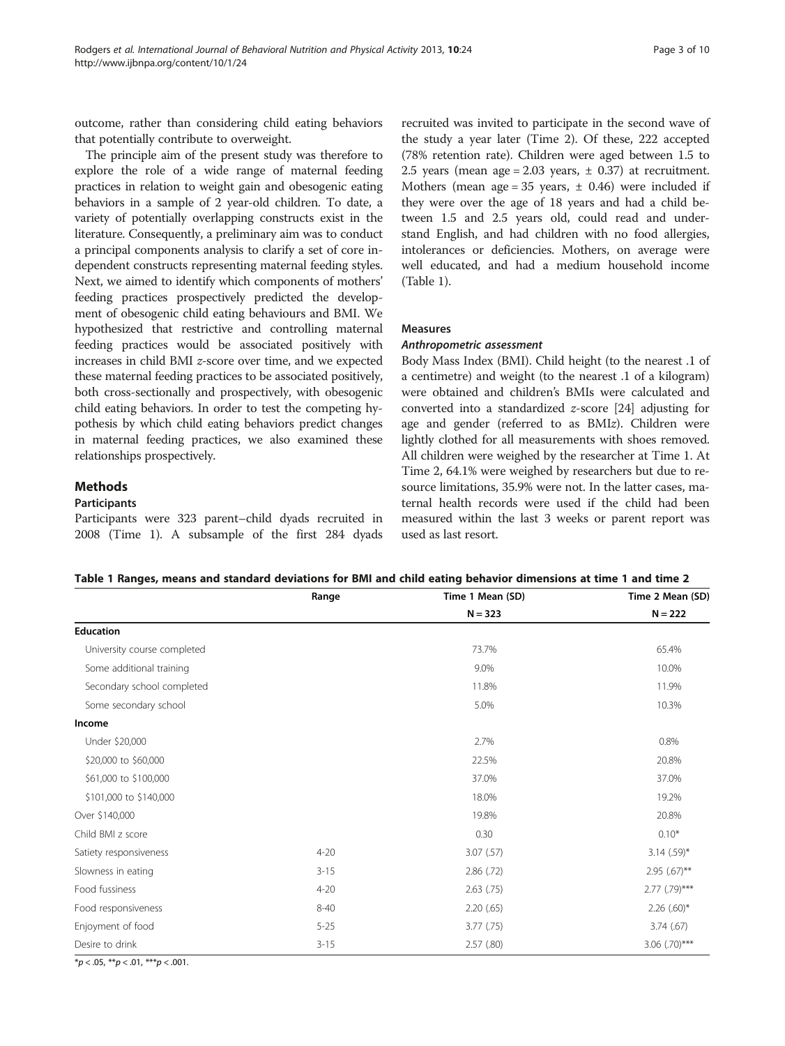outcome, rather than considering child eating behaviors that potentially contribute to overweight.

The principle aim of the present study was therefore to explore the role of a wide range of maternal feeding practices in relation to weight gain and obesogenic eating behaviors in a sample of 2 year-old children. To date, a variety of potentially overlapping constructs exist in the literature. Consequently, a preliminary aim was to conduct a principal components analysis to clarify a set of core independent constructs representing maternal feeding styles. Next, we aimed to identify which components of mothers' feeding practices prospectively predicted the development of obesogenic child eating behaviours and BMI. We hypothesized that restrictive and controlling maternal feeding practices would be associated positively with increases in child BMI *z*-score over time, and we expected these maternal feeding practices to be associated positively, both cross-sectionally and prospectively, with obesogenic child eating behaviors. In order to test the competing hypothesis by which child eating behaviors predict changes in maternal feeding practices, we also examined these relationships prospectively.

## Methods

### Participants

Participants were 323 parent–child dyads recruited in 2008 (Time 1). A subsample of the first 284 dyads recruited was invited to participate in the second wave of the study a year later (Time 2). Of these, 222 accepted (78% retention rate). Children were aged between 1.5 to 2.5 years (mean age = 2.03 years, ± 0.37) at recruitment. Mothers (mean age = 35 years, ± 0.46) were included if they were over the age of 18 years and had a child between 1.5 and 2.5 years old, could read and understand English, and had children with no food allergies, intolerances or deficiencies. Mothers, on average were well educated, and had a medium household income (Table 1).

### Measures

#### *Anthropometric assessment*

Body Mass Index (BMI). Child height (to the nearest .1 of a centimetre) and weight (to the nearest .1 of a kilogram) were obtained and children's BMIs were calculated and converted into a standardized *z*-score [24] adjusting for age and gender (referred to as BMI*z*). Children were lightly clothed for all measurements with shoes removed. All children were weighed by the researcher at Time 1. At Time 2, 64.1% were weighed by researchers but due to resource limitations, 35.9% were not. In the latter cases, maternal health records were used if the child had been measured within the last 3 weeks or parent report was used as last resort.

**Table 1 Ranges, means and standard deviations for BMI and child eating behavior dimensions at time 1 and time 2**

| | Range | Time 1 Mean (SD) | Time 2 Mean (SD) |
|---|---|---|---|
| | | N = 323 | N = 222 |
| **Education** | | | |
| University course completed | | 73.7% | 65.4% |
| Some additional training | | 9.0% | 10.0% |
| Secondary school completed | | 11.8% | 11.9% |
| Some secondary school | | 5.0% | 10.3% |
| **Income** | | | |
| Under $20,000 | | 2.7% | 0.8% |
| $20,000 to $60,000 | | 22.5% | 20.8% |
| $61,000 to $100,000 | | 37.0% | 37.0% |
| $101,000 to $140,000 | | 18.0% | 19.2% |
| Over $140,000 | | 19.8% | 20.8% |
| Child BMI z score | | 0.30 | 0.10* |
| Satiety responsiveness | 4-20 | 3.07 (.57) | 3.14 (.59)* |
| Slowness in eating | 3-15 | 2.86 (.72) | 2.95 (.67)** |
| Food fussiness | 4-20 | 2.63 (.75) | 2.77 (.79)*** |
| Food responsiveness | 8-40 | 2.20 (.65) | 2.26 (.60)* |
| Enjoyment of food | 5-25 | 3.77 (.75) | 3.74 (.67) |
| Desire to drink | 3-15 | 2.57 (.80) | 3.06 (.70)*** |

*$p < .05$, **$p < .01$, ***$p < .001$.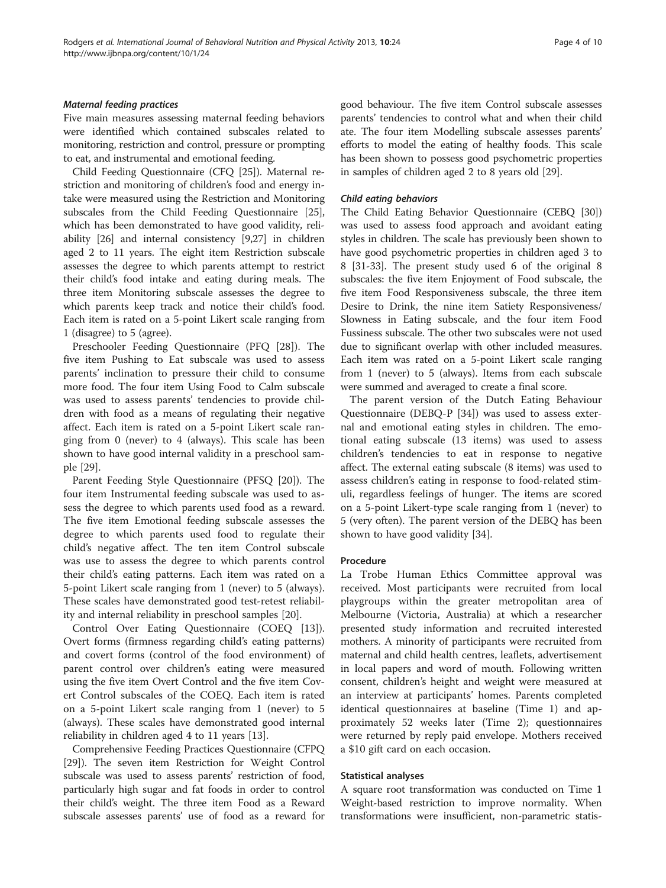#### *Maternal feeding practices*

Five main measures assessing maternal feeding behaviors were identified which contained subscales related to monitoring, restriction and control, pressure or prompting to eat, and instrumental and emotional feeding.

Child Feeding Questionnaire (CFQ [25]). Maternal restriction and monitoring of children's food and energy intake were measured using the Restriction and Monitoring subscales from the Child Feeding Questionnaire [25], which has been demonstrated to have good validity, reliability [26] and internal consistency [9,27] in children aged 2 to 11 years. The eight item Restriction subscale assesses the degree to which parents attempt to restrict their child's food intake and eating during meals. The three item Monitoring subscale assesses the degree to which parents keep track and notice their child's food. Each item is rated on a 5-point Likert scale ranging from 1 (disagree) to 5 (agree).

Preschooler Feeding Questionnaire (PFQ [28]). The five item Pushing to Eat subscale was used to assess parents' inclination to pressure their child to consume more food. The four item Using Food to Calm subscale was used to assess parents' tendencies to provide children with food as a means of regulating their negative affect. Each item is rated on a 5-point Likert scale ranging from 0 (never) to 4 (always). This scale has been shown to have good internal validity in a preschool sample [29].

Parent Feeding Style Questionnaire (PFSQ [20]). The four item Instrumental feeding subscale was used to assess the degree to which parents used food as a reward. The five item Emotional feeding subscale assesses the degree to which parents used food to regulate their child's negative affect. The ten item Control subscale was use to assess the degree to which parents control their child's eating patterns. Each item was rated on a 5-point Likert scale ranging from 1 (never) to 5 (always). These scales have demonstrated good test-retest reliability and internal reliability in preschool samples [20].

Control Over Eating Questionnaire (COEQ [13]). Overt forms (firmness regarding child's eating patterns) and covert forms (control of the food environment) of parent control over children's eating were measured using the five item Overt Control and the five item Covert Control subscales of the COEQ. Each item is rated on a 5-point Likert scale ranging from 1 (never) to 5 (always). These scales have demonstrated good internal reliability in children aged 4 to 11 years [13].

Comprehensive Feeding Practices Questionnaire (CFPQ [29]). The seven item Restriction for Weight Control subscale was used to assess parents' restriction of food, particularly high sugar and fat foods in order to control their child's weight. The three item Food as a Reward subscale assesses parents' use of food as a reward for good behaviour. The five item Control subscale assesses parents' tendencies to control what and when their child ate. The four item Modelling subscale assesses parents' efforts to model the eating of healthy foods. This scale has been shown to possess good psychometric properties in samples of children aged 2 to 8 years old [29].

#### *Child eating behaviors*

The Child Eating Behavior Questionnaire (CEBQ [30]) was used to assess food approach and avoidant eating styles in children. The scale has previously been shown to have good psychometric properties in children aged 3 to 8 [31-33]. The present study used 6 of the original 8 subscales: the five item Enjoyment of Food subscale, the five item Food Responsiveness subscale, the three item Desire to Drink, the nine item Satiety Responsiveness/ Slowness in Eating subscale, and the four item Food Fussiness subscale. The other two subscales were not used due to significant overlap with other included measures. Each item was rated on a 5-point Likert scale ranging from 1 (never) to 5 (always). Items from each subscale were summed and averaged to create a final score.

The parent version of the Dutch Eating Behaviour Questionnaire (DEBQ-P [34]) was used to assess external and emotional eating styles in children. The emotional eating subscale (13 items) was used to assess children's tendencies to eat in response to negative affect. The external eating subscale (8 items) was used to assess children's eating in response to food-related stimuli, regardless feelings of hunger. The items are scored on a 5-point Likert-type scale ranging from 1 (never) to 5 (very often). The parent version of the DEBQ has been shown to have good validity [34].

### Procedure

La Trobe Human Ethics Committee approval was received. Most participants were recruited from local playgroups within the greater metropolitan area of Melbourne (Victoria, Australia) at which a researcher presented study information and recruited interested mothers. A minority of participants were recruited from maternal and child health centres, leaflets, advertisement in local papers and word of mouth. Following written consent, children's height and weight were measured at an interview at participants' homes. Parents completed identical questionnaires at baseline (Time 1) and approximately 52 weeks later (Time 2); questionnaires were returned by reply paid envelope. Mothers received a $10 gift card on each occasion.

### Statistical analyses

A square root transformation was conducted on Time 1 Weight-based restriction to improve normality. When transformations were insufficient, non-parametric statis-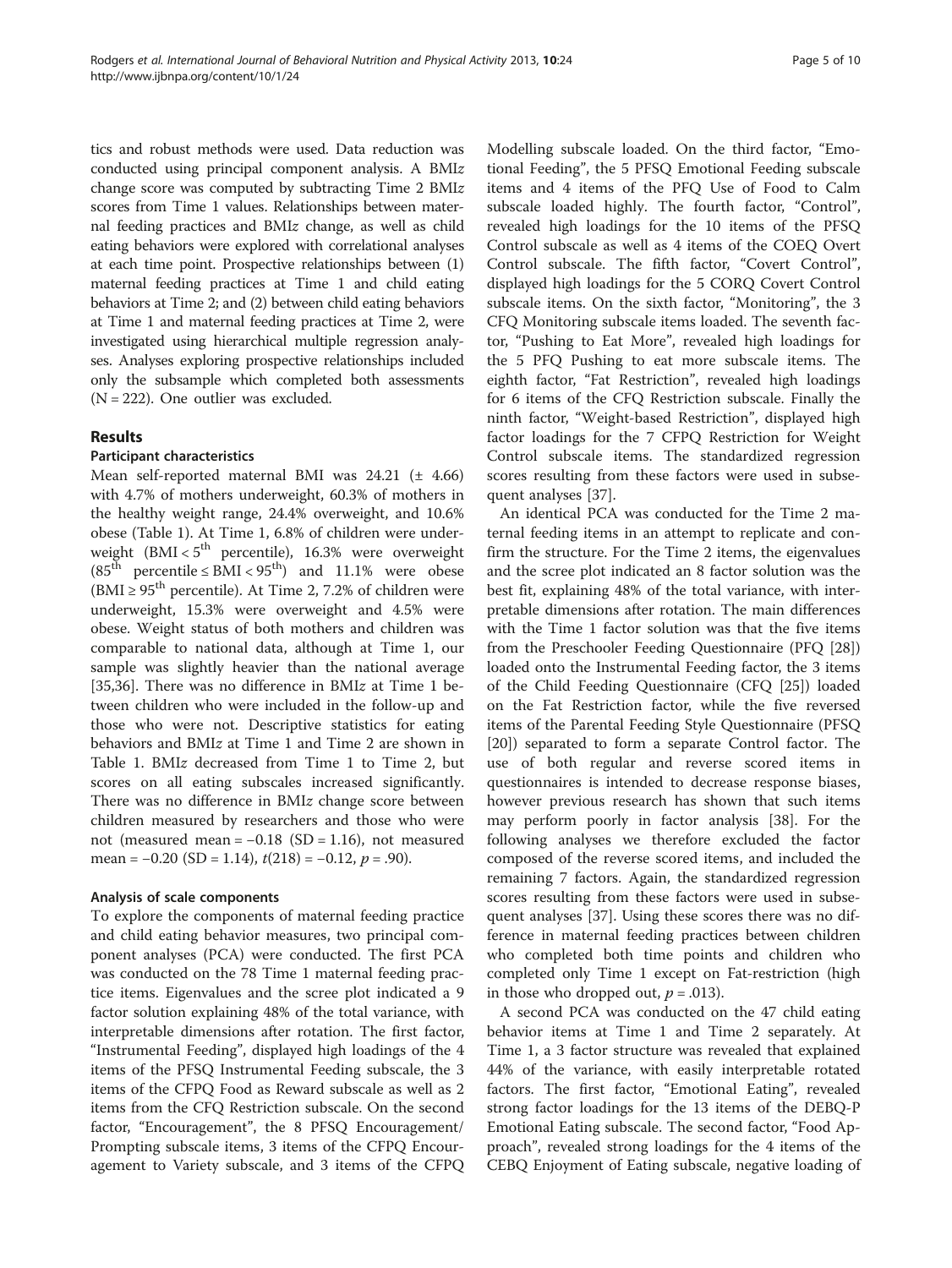tics and robust methods were used. Data reduction was conducted using principal component analysis. A BMI*z* change score was computed by subtracting Time 2 BMI*z* scores from Time 1 values. Relationships between maternal feeding practices and BMI*z* change, as well as child eating behaviors were explored with correlational analyses at each time point. Prospective relationships between (1) maternal feeding practices at Time 1 and child eating behaviors at Time 2; and (2) between child eating behaviors at Time 1 and maternal feeding practices at Time 2, were investigated using hierarchical multiple regression analyses. Analyses exploring prospective relationships included only the subsample which completed both assessments (N = 222). One outlier was excluded.

## Results

### Participant characteristics

Mean self-reported maternal BMI was 24.21 (± 4.66) with 4.7% of mothers underweight, 60.3% of mothers in the healthy weight range, 24.4% overweight, and 10.6% obese (Table 1). At Time 1, 6.8% of children were underweight (BMI < $5^{th}$ percentile), 16.3% were overweight ($85^{th}$ percentile ≤ BMI < $95^{th}$) and 11.1% were obese (BMI ≥ $95^{th}$ percentile). At Time 2, 7.2% of children were underweight, 15.3% were overweight and 4.5% were obese. Weight status of both mothers and children was comparable to national data, although at Time 1, our sample was slightly heavier than the national average [35,36]. There was no difference in BMI*z* at Time 1 between children who were included in the follow-up and those who were not. Descriptive statistics for eating behaviors and BMI*z* at Time 1 and Time 2 are shown in Table 1. BMI*z* decreased from Time 1 to Time 2, but scores on all eating subscales increased significantly. There was no difference in BMI*z* change score between children measured by researchers and those who were not (measured mean = −0.18 (SD = 1.16), not measured mean = −0.20 (SD = 1.14), $t(218) = -0.12$, $p = .90$).

### Analysis of scale components

To explore the components of maternal feeding practice and child eating behavior measures, two principal component analyses (PCA) were conducted. The first PCA was conducted on the 78 Time 1 maternal feeding practice items. Eigenvalues and the scree plot indicated a 9 factor solution explaining 48% of the total variance, with interpretable dimensions after rotation. The first factor, "Instrumental Feeding", displayed high loadings of the 4 items of the PFSQ Instrumental Feeding subscale, the 3 items of the CFPQ Food as Reward subscale as well as 2 items from the CFQ Restriction subscale. On the second factor, "Encouragement", the 8 PFSQ Encouragement/Prompting subscale items, 3 items of the CFPQ Encouragement to Variety subscale, and 3 items of the CFPQ Modelling subscale loaded. On the third factor, "Emotional Feeding", the 5 PFSQ Emotional Feeding subscale items and 4 items of the PFQ Use of Food to Calm subscale loaded highly. The fourth factor, "Control", revealed high loadings for the 10 items of the PFSQ Control subscale as well as 4 items of the COEQ Overt Control subscale. The fifth factor, "Covert Control", displayed high loadings for the 5 CORQ Covert Control subscale items. On the sixth factor, "Monitoring", the 3 CFQ Monitoring subscale items loaded. The seventh factor, "Pushing to Eat More", revealed high loadings for the 5 PFQ Pushing to eat more subscale items. The eighth factor, "Fat Restriction", revealed high loadings for 6 items of the CFQ Restriction subscale. Finally the ninth factor, "Weight-based Restriction", displayed high factor loadings for the 7 CFPQ Restriction for Weight Control subscale items. The standardized regression scores resulting from these factors were used in subsequent analyses [37].

An identical PCA was conducted for the Time 2 maternal feeding items in an attempt to replicate and confirm the structure. For the Time 2 items, the eigenvalues and the scree plot indicated an 8 factor solution was the best fit, explaining 48% of the total variance, with interpretable dimensions after rotation. The main differences with the Time 1 factor solution was that the five items from the Preschooler Feeding Questionnaire (PFQ [28]) loaded onto the Instrumental Feeding factor, the 3 items of the Child Feeding Questionnaire (CFQ [25]) loaded on the Fat Restriction factor, while the five reversed items of the Parental Feeding Style Questionnaire (PFSQ [20]) separated to form a separate Control factor. The use of both regular and reverse scored items in questionnaires is intended to decrease response biases, however previous research has shown that such items may perform poorly in factor analysis [38]. For the following analyses we therefore excluded the factor composed of the reverse scored items, and included the remaining 7 factors. Again, the standardized regression scores resulting from these factors were used in subsequent analyses [37]. Using these scores there was no difference in maternal feeding practices between children who completed both time points and children who completed only Time 1 except on Fat-restriction (high in those who dropped out, $p = .013$).

A second PCA was conducted on the 47 child eating behavior items at Time 1 and Time 2 separately. At Time 1, a 3 factor structure was revealed that explained 44% of the variance, with easily interpretable rotated factors. The first factor, "Emotional Eating", revealed strong factor loadings for the 13 items of the DEBQ-P Emotional Eating subscale. The second factor, "Food Approach", revealed strong loadings for the 4 items of the CEBQ Enjoyment of Eating subscale, negative loading of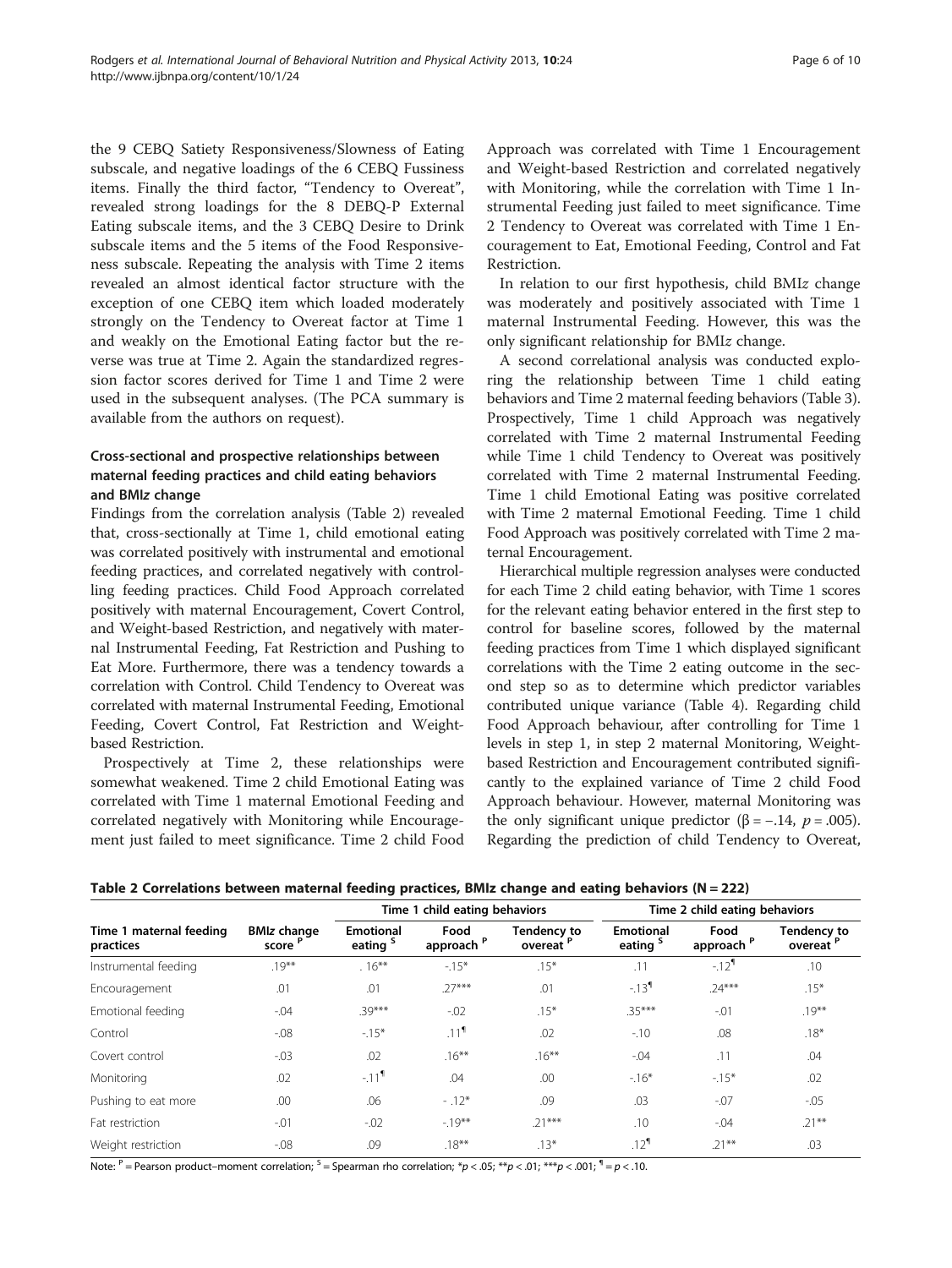the 9 CEBQ Satiety Responsiveness/Slowness of Eating subscale, and negative loadings of the 6 CEBQ Fussiness items. Finally the third factor, "Tendency to Overeat", revealed strong loadings for the 8 DEBQ-P External Eating subscale items, and the 3 CEBQ Desire to Drink subscale items and the 5 items of the Food Responsiveness subscale. Repeating the analysis with Time 2 items revealed an almost identical factor structure with the exception of one CEBQ item which loaded moderately strongly on the Tendency to Overeat factor at Time 1 and weakly on the Emotional Eating factor but the reverse was true at Time 2. Again the standardized regression factor scores derived for Time 1 and Time 2 were used in the subsequent analyses. (The PCA summary is available from the authors on request).

### Cross-sectional and prospective relationships between maternal feeding practices and child eating behaviors and BMI*z* change

Findings from the correlation analysis (Table 2) revealed that, cross-sectionally at Time 1, child emotional eating was correlated positively with instrumental and emotional feeding practices, and correlated negatively with controlling feeding practices. Child Food Approach correlated positively with maternal Encouragement, Covert Control, and Weight-based Restriction, and negatively with maternal Instrumental Feeding, Fat Restriction and Pushing to Eat More. Furthermore, there was a tendency towards a correlation with Control. Child Tendency to Overeat was correlated with maternal Instrumental Feeding, Emotional Feeding, Covert Control, Fat Restriction and Weight-based Restriction.

Prospectively at Time 2, these relationships were somewhat weakened. Time 2 child Emotional Eating was correlated with Time 1 maternal Emotional Feeding and correlated negatively with Monitoring while Encouragement just failed to meet significance. Time 2 child Food Approach was correlated with Time 1 Encouragement and Weight-based Restriction and correlated negatively with Monitoring, while the correlation with Time 1 Instrumental Feeding just failed to meet significance. Time 2 Tendency to Overeat was correlated with Time 1 Encouragement to Eat, Emotional Feeding, Control and Fat Restriction.

In relation to our first hypothesis, child BMI*z* change was moderately and positively associated with Time 1 maternal Instrumental Feeding. However, this was the only significant relationship for BMI*z* change.

A second correlational analysis was conducted exploring the relationship between Time 1 child eating behaviors and Time 2 maternal feeding behaviors (Table 3). Prospectively, Time 1 child Approach was negatively correlated with Time 2 maternal Instrumental Feeding while Time 1 child Tendency to Overeat was positively correlated with Time 2 maternal Instrumental Feeding. Time 1 child Emotional Eating was positive correlated with Time 2 maternal Emotional Feeding. Time 1 child Food Approach was positively correlated with Time 2 maternal Encouragement.

Hierarchical multiple regression analyses were conducted for each Time 2 child eating behavior, with Time 1 scores for the relevant eating behavior entered in the first step to control for baseline scores, followed by the maternal feeding practices from Time 1 which displayed significant correlations with the Time 2 eating outcome in the second step so as to determine which predictor variables contributed unique variance (Table 4). Regarding child Food Approach behaviour, after controlling for Time 1 levels in step 1, in step 2 maternal Monitoring, Weight-based Restriction and Encouragement contributed significantly to the explained variance of Time 2 child Food Approach behaviour. However, maternal Monitoring was the only significant unique predictor ($\beta = -.14$, $p = .005$). Regarding the prediction of child Tendency to Overeat,

**Table 2 Correlations between maternal feeding practices, BMIz change and eating behaviors (N = 222)**

| | | Time 1 child eating behaviors | | | Time 2 child eating behaviors | | |
|---|---|---|---|---|---|---|---|
| Time 1 maternal feeding practices | BMIz change score [P] | Emotional eating [S] | Food approach [P] | Tendency to overeat [P] | Emotional eating [S] | Food approach [P] | Tendency to overeat [P] |
| Instrumental feeding | .19** | . 16** | -.15* | .15* | .11 | -.12¶ | .10 |
| Encouragement | .01 | .01 | .27*** | .01 | -.13¶ | .24*** | .15* |
| Emotional feeding | -.04 | .39*** | -.02 | .15* | .35*** | -.01 | .19** |
| Control | -.08 | -.15* | .11¶ | .02 | -.10 | .08 | .18* |
| Covert control | -.03 | .02 | .16** | .16** | -.04 | .11 | .04 |
| Monitoring | .02 | -.11¶ | .04 | .00 | -.16* | -.15* | .02 |
| Pushing to eat more | .00 | .06 | - .12* | .09 | .03 | -.07 | -.05 |
| Fat restriction | -.01 | -.02 | -.19** | .21*** | .10 | -.04 | .21** |
| Weight restriction | -.08 | .09 | .18** | .13* | .12¶ | .21** | .03 |

Note: [P] = Pearson product–moment correlation; [S] = Spearman rho correlation; *$p < .05$; **$p < .01$; ***$p < .001$; ¶ = $p < .10$.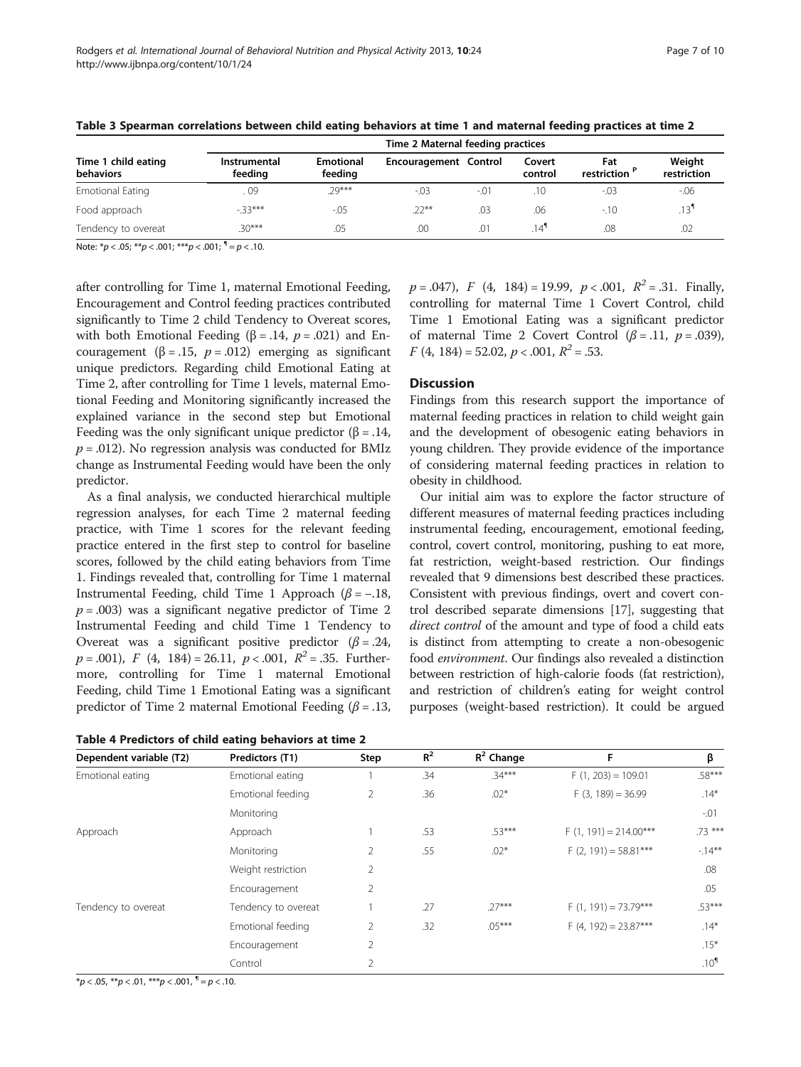**Table 3 Spearman correlations between child eating behaviors at time 1 and maternal feeding practices at time 2**

| Time 1 child eating behaviors | Time 2 Maternal feeding practices | | | | | | |
|---|---|---|---|---|---|---|---|
| | Instrumental feeding | Emotional feeding | Encouragement | Control | Covert control | Fat restriction [P] | Weight restriction |
| Emotional Eating | . 09 | .29*** | -.03 | -.01 | .10 | -.03 | -.06 |
| Food approach | -.33*** | -.05 | .22** | .03 | .06 | -.10 | .13¶ |
| Tendency to overeat | .30*** | .05 | .00 | .01 | .14¶ | .08 | .02 |

Note: *$p < .05$; **$p < .001$; ***$p < .001$; ¶ = $p < .10$.

after controlling for Time 1, maternal Emotional Feeding, Encouragement and Control feeding practices contributed significantly to Time 2 child Tendency to Overeat scores, with both Emotional Feeding ($\beta = .14$, $p = .021$) and Encouragement ($\beta = .15$, $p = .012$) emerging as significant unique predictors. Regarding child Emotional Eating at Time 2, after controlling for Time 1 levels, maternal Emotional Feeding and Monitoring significantly increased the explained variance in the second step but Emotional Feeding was the only significant unique predictor ($\beta = .14$, $p = .012$). No regression analysis was conducted for BMIz change as Instrumental Feeding would have been the only predictor.

As a final analysis, we conducted hierarchical multiple regression analyses, for each Time 2 maternal feeding practice, with Time 1 scores for the relevant feeding practice entered in the first step to control for baseline scores, followed by the child eating behaviors from Time 1. Findings revealed that, controlling for Time 1 maternal Instrumental Feeding, child Time 1 Approach ($\beta = -.18$, $p = .003$) was a significant negative predictor of Time 2 Instrumental Feeding and child Time 1 Tendency to Overeat was a significant positive predictor ($\beta = .24$, $p = .001$), $F\ (4,\ 184) = 26.11$, $p < .001$, $R^2 = .35$. Furthermore, controlling for Time 1 maternal Emotional Feeding, child Time 1 Emotional Eating was a significant predictor of Time 2 maternal Emotional Feeding ($\beta = .13$, $p = .047$), $F\ (4,\ 184) = 19.99$, $p < .001$, $R^2 = .31$. Finally, controlling for maternal Time 1 Covert Control, child Time 1 Emotional Eating was a significant predictor of maternal Time 2 Covert Control ($\beta = .11$, $p = .039$), $F\ (4,\ 184) = 52.02$, $p < .001$, $R^2 = .53$.

**Table 4 Predictors of child eating behaviors at time 2**

| Dependent variable (T2) | Predictors (T1) | Step | $R^2$ | $R^2$ Change | F | β |
|---|---|---|---|---|---|---|
| Emotional eating | Emotional eating | 1 | .34 | .34*** | F (1, 203) = 109.01 | .58*** |
| | Emotional feeding | 2 | .36 | .02* | F (3, 189) = 36.99 | .14* |
| | Monitoring | | | | | -.01 |
| Approach | Approach | 1 | .53 | .53*** | F (1, 191) = 214.00*** | .73 *** |
| | Monitoring | 2 | .55 | .02* | F (2, 191) = 58.81*** | -.14** |
| | Weight restriction | 2 | | | | .08 |
| | Encouragement | 2 | | | | .05 |
| Tendency to overeat | Tendency to overeat | 1 | .27 | .27*** | F (1, 191) = 73.79*** | .53*** |
| | Emotional feeding | 2 | .32 | .05*** | F (4, 192) = 23.87*** | .14* |
| | Encouragement | 2 | | | | .15* |
| | Control | 2 | | | | .10¶ |

*$p < .05$, **$p < .01$, ***$p < .001$, ¶ = $p < .10$.

## Discussion

Findings from this research support the importance of maternal feeding practices in relation to child weight gain and the development of obesogenic eating behaviors in young children. They provide evidence of the importance of considering maternal feeding practices in relation to obesity in childhood.

Our initial aim was to explore the factor structure of different measures of maternal feeding practices including instrumental feeding, encouragement, emotional feeding, control, covert control, monitoring, pushing to eat more, fat restriction, weight-based restriction. Our findings revealed that 9 dimensions best described these practices. Consistent with previous findings, overt and covert control described separate dimensions [17], suggesting that *direct control* of the amount and type of food a child eats is distinct from attempting to create a non-obesogenic food *environment*. Our findings also revealed a distinction between restriction of high-calorie foods (fat restriction), and restriction of children's eating for weight control purposes (weight-based restriction). It could be argued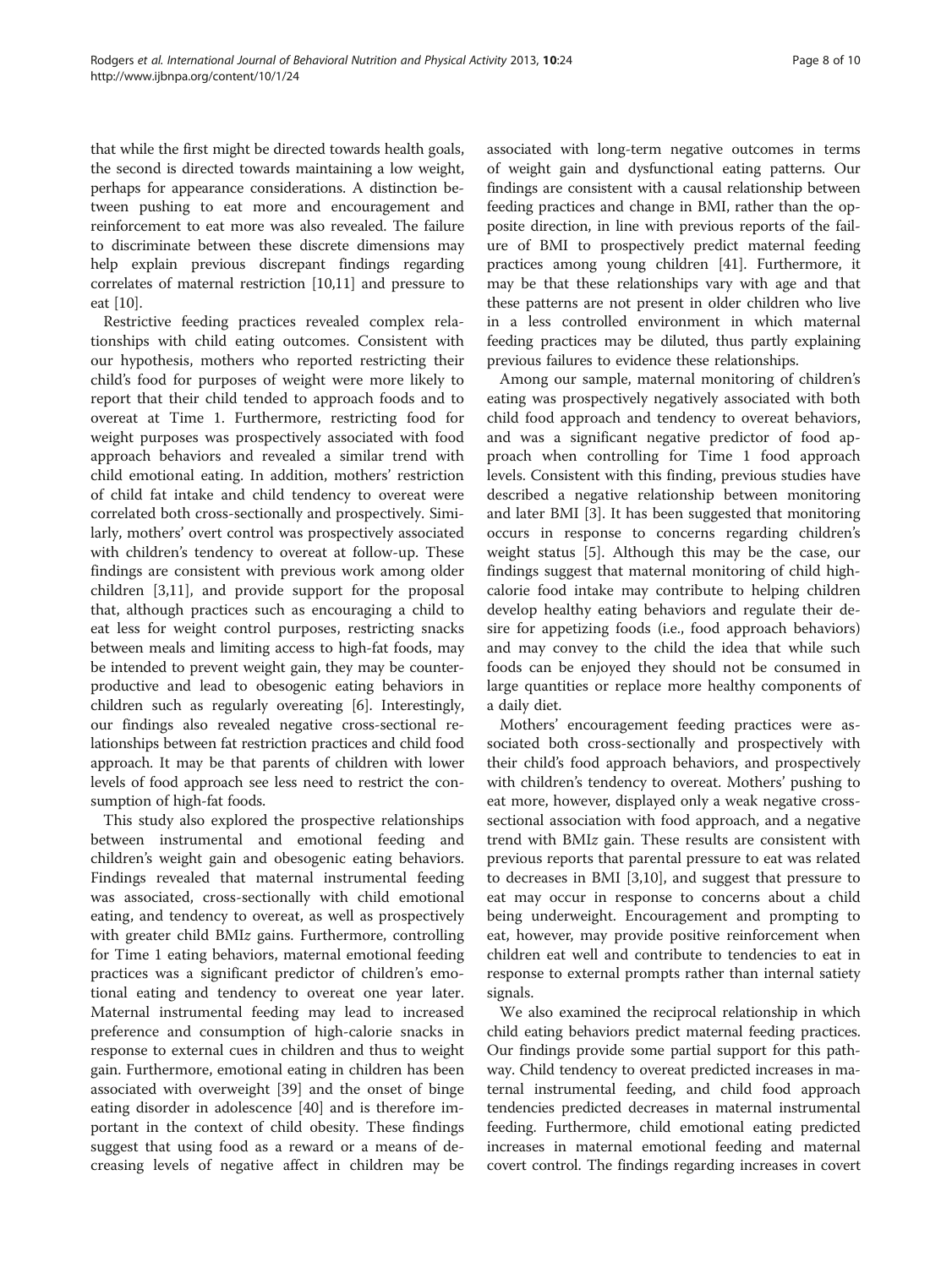that while the first might be directed towards health goals, the second is directed towards maintaining a low weight, perhaps for appearance considerations. A distinction between pushing to eat more and encouragement and reinforcement to eat more was also revealed. The failure to discriminate between these discrete dimensions may help explain previous discrepant findings regarding correlates of maternal restriction [10,11] and pressure to eat [10].

Restrictive feeding practices revealed complex relationships with child eating outcomes. Consistent with our hypothesis, mothers who reported restricting their child's food for purposes of weight were more likely to report that their child tended to approach foods and to overeat at Time 1. Furthermore, restricting food for weight purposes was prospectively associated with food approach behaviors and revealed a similar trend with child emotional eating. In addition, mothers' restriction of child fat intake and child tendency to overeat were correlated both cross-sectionally and prospectively. Similarly, mothers' overt control was prospectively associated with children's tendency to overeat at follow-up. These findings are consistent with previous work among older children [3,11], and provide support for the proposal that, although practices such as encouraging a child to eat less for weight control purposes, restricting snacks between meals and limiting access to high-fat foods, may be intended to prevent weight gain, they may be counterproductive and lead to obesogenic eating behaviors in children such as regularly overeating [6]. Interestingly, our findings also revealed negative cross-sectional relationships between fat restriction practices and child food approach. It may be that parents of children with lower levels of food approach see less need to restrict the consumption of high-fat foods.

This study also explored the prospective relationships between instrumental and emotional feeding and children's weight gain and obesogenic eating behaviors. Findings revealed that maternal instrumental feeding was associated, cross-sectionally with child emotional eating, and tendency to overeat, as well as prospectively with greater child BMI*z* gains. Furthermore, controlling for Time 1 eating behaviors, maternal emotional feeding practices was a significant predictor of children's emotional eating and tendency to overeat one year later. Maternal instrumental feeding may lead to increased preference and consumption of high-calorie snacks in response to external cues in children and thus to weight gain. Furthermore, emotional eating in children has been associated with overweight [39] and the onset of binge eating disorder in adolescence [40] and is therefore important in the context of child obesity. These findings suggest that using food as a reward or a means of decreasing levels of negative affect in children may be associated with long-term negative outcomes in terms of weight gain and dysfunctional eating patterns. Our findings are consistent with a causal relationship between feeding practices and change in BMI, rather than the opposite direction, in line with previous reports of the failure of BMI to prospectively predict maternal feeding practices among young children [41]. Furthermore, it may be that these relationships vary with age and that these patterns are not present in older children who live in a less controlled environment in which maternal feeding practices may be diluted, thus partly explaining previous failures to evidence these relationships.

Among our sample, maternal monitoring of children's eating was prospectively negatively associated with both child food approach and tendency to overeat behaviors, and was a significant negative predictor of food approach when controlling for Time 1 food approach levels. Consistent with this finding, previous studies have described a negative relationship between monitoring and later BMI [3]. It has been suggested that monitoring occurs in response to concerns regarding children's weight status [5]. Although this may be the case, our findings suggest that maternal monitoring of child high-calorie food intake may contribute to helping children develop healthy eating behaviors and regulate their desire for appetizing foods (i.e., food approach behaviors) and may convey to the child the idea that while such foods can be enjoyed they should not be consumed in large quantities or replace more healthy components of a daily diet.

Mothers' encouragement feeding practices were associated both cross-sectionally and prospectively with their child's food approach behaviors, and prospectively with children's tendency to overeat. Mothers' pushing to eat more, however, displayed only a weak negative cross-sectional association with food approach, and a negative trend with BMI*z* gain. These results are consistent with previous reports that parental pressure to eat was related to decreases in BMI [3,10], and suggest that pressure to eat may occur in response to concerns about a child being underweight. Encouragement and prompting to eat, however, may provide positive reinforcement when children eat well and contribute to tendencies to eat in response to external prompts rather than internal satiety signals.

We also examined the reciprocal relationship in which child eating behaviors predict maternal feeding practices. Our findings provide some partial support for this pathway. Child tendency to overeat predicted increases in maternal instrumental feeding, and child food approach tendencies predicted decreases in maternal instrumental feeding. Furthermore, child emotional eating predicted increases in maternal emotional feeding and maternal covert control. The findings regarding increases in covert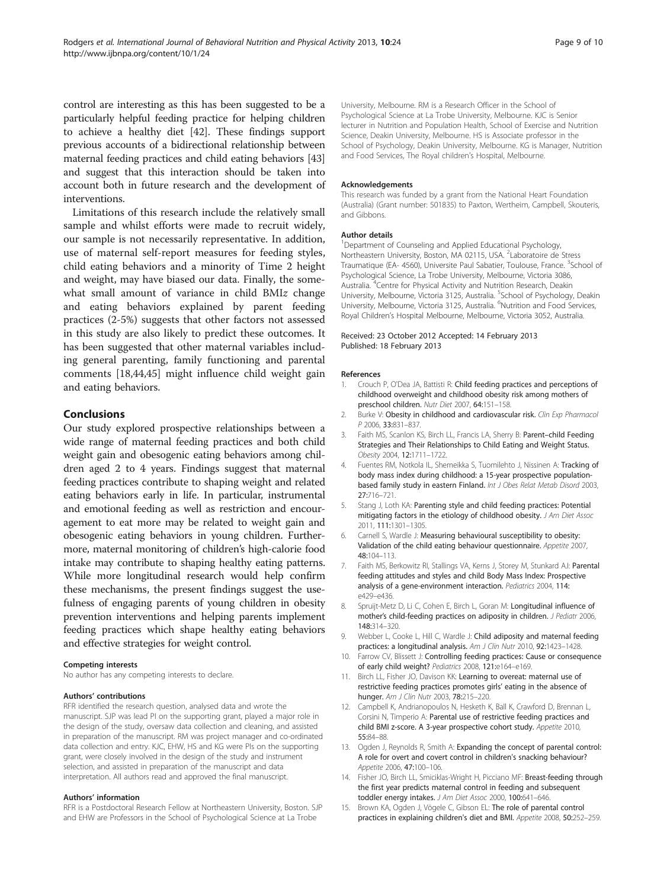control are interesting as this has been suggested to be a particularly helpful feeding practice for helping children to achieve a healthy diet [42]. These findings support previous accounts of a bidirectional relationship between maternal feeding practices and child eating behaviors [43] and suggest that this interaction should be taken into account both in future research and the development of interventions.

Limitations of this research include the relatively small sample and whilst efforts were made to recruit widely, our sample is not necessarily representative. In addition, use of maternal self-report measures for feeding styles, child eating behaviors and a minority of Time 2 height and weight, may have biased our data. Finally, the somewhat small amount of variance in child BMI*z* change and eating behaviors explained by parent feeding practices (2-5%) suggests that other factors not assessed in this study are also likely to predict these outcomes. It has been suggested that other maternal variables including general parenting, family functioning and parental comments [18,44,45] might influence child weight gain and eating behaviors.

## Conclusions

Our study explored prospective relationships between a wide range of maternal feeding practices and both child weight gain and obesogenic eating behaviors among children aged 2 to 4 years. Findings suggest that maternal feeding practices contribute to shaping weight and related eating behaviors early in life. In particular, instrumental and emotional feeding as well as restriction and encouragement to eat more may be related to weight gain and obesogenic eating behaviors in young children. Furthermore, maternal monitoring of children's high-calorie food intake may contribute to shaping healthy eating patterns. While more longitudinal research would help confirm these mechanisms, the present findings suggest the usefulness of engaging parents of young children in obesity prevention interventions and helping parents implement feeding practices which shape healthy eating behaviors and effective strategies for weight control.

#### Competing interests

No author has any competing interests to declare.

#### Authors' contributions

RFR identified the research question, analysed data and wrote the manuscript. SJP was lead PI on the supporting grant, played a major role in the design of the study, oversaw data collection and cleaning, and assisted in preparation of the manuscript. RM was project manager and co-ordinated data collection and entry. KJC, EHW, HS and KG were PIs on the supporting grant, were closely involved in the design of the study and instrument selection, and assisted in preparation of the manuscript and data interpretation. All authors read and approved the final manuscript.

#### Authors' information

RFR is a Postdoctoral Research Fellow at Northeastern University, Boston. SJP and EHW are Professors in the School of Psychological Science at La Trobe University, Melbourne. RM is a Research Officer in the School of Psychological Science at La Trobe University, Melbourne. KJC is Senior lecturer in Nutrition and Population Health, School of Exercise and Nutrition Science, Deakin University, Melbourne. HS is Associate professor in the School of Psychology, Deakin University, Melbourne. KG is Manager, Nutrition and Food Services, The Royal children's Hospital, Melbourne.

#### Acknowledgements

This research was funded by a grant from the National Heart Foundation (Australia) (Grant number: 501835) to Paxton, Wertheim, Campbell, Skouteris, and Gibbons.

#### Author details

[1]Department of Counseling and Applied Educational Psychology, Northeastern University, Boston, MA 02115, USA. [2]Laboratoire de Stress Traumatique (EA- 4560), Universite Paul Sabatier, Toulouse, France. [3]School of Psychological Science, La Trobe University, Melbourne, Victoria 3086, Australia. [4]Centre for Physical Activity and Nutrition Research, Deakin University, Melbourne, Victoria 3125, Australia. [5]School of Psychology, Deakin University, Melbourne, Victoria 3125, Australia. [6]Nutrition and Food Services, Royal Children's Hospital Melbourne, Melbourne, Victoria 3052, Australia.

Received: 23 October 2012 Accepted: 14 February 2013
Published: 18 February 2013

#### References

1. Crouch P, O'Dea JA, Battisti R: **Child feeding practices and perceptions of childhood overweight and childhood obesity risk among mothers of preschool children.** *Nutr Diet* 2007, **64:**151–158.
2. Burke V: **Obesity in childhood and cardiovascular risk.** *Clin Exp Pharmacol P* 2006, **33:**831–837.
3. Faith MS, Scanlon KS, Birch LL, Francis LA, Sherry B: **Parent–child Feeding Strategies and Their Relationships to Child Eating and Weight Status.** *Obesity* 2004, **12:**1711–1722.
4. Fuentes RM, Notkola IL, Shemeikka S, Tuomilehto J, Nissinen A: **Tracking of body mass index during childhood: a 15-year prospective population-based family study in eastern Finland.** *Int J Obes Relat Metab Disord* 2003, **27:**716–721.
5. Stang J, Loth KA: **Parenting style and child feeding practices: Potential mitigating factors in the etiology of childhood obesity.** *J Am Diet Assoc* 2011, **111:**1301–1305.
6. Carnell S, Wardle J: **Measuring behavioural susceptibility to obesity: Validation of the child eating behaviour questionnaire.** *Appetite* 2007, **48:**104–113.
7. Faith MS, Berkowitz RI, Stallings VA, Kerns J, Storey M, Stunkard AJ: **Parental feeding attitudes and styles and child Body Mass Index: Prospective analysis of a gene-environment interaction.** *Pediatrics* 2004, **114:** e429–e436.
8. Spruijt-Metz D, Li C, Cohen E, Birch L, Goran M: **Longitudinal influence of mother's child-feeding practices on adiposity in children.** *J Pediatr* 2006, **148:**314–320.
9. Webber L, Cooke L, Hill C, Wardle J: **Child adiposity and maternal feeding practices: a longitudinal analysis.** *Am J Clin Nutr* 2010, **92:**1423–1428.
10. Farrow CV, Blissett J: **Controlling feeding practices: Cause or consequence of early child weight?** *Pediatrics* 2008, **121:**e164–e169.
11. Birch LL, Fisher JO, Davison KK: **Learning to overeat: maternal use of restrictive feeding practices promotes girls' eating in the absence of hunger.** *Am J Clin Nutr* 2003, **78:**215–220.
12. Campbell K, Andrianopoulos N, Hesketh K, Ball K, Crawford D, Brennan L, Corsini N, Timperio A: **Parental use of restrictive feeding practices and child BMI z-score. A 3-year prospective cohort study.** *Appetite* 2010, **55:**84–88.
13. Ogden J, Reynolds R, Smith A: **Expanding the concept of parental control: A role for overt and covert control in children's snacking behaviour?** *Appetite* 2006, **47:**100–106.
14. Fisher JO, Birch LL, Smiciklas-Wright H, Picciano MF: **Breast-feeding through the first year predicts maternal control in feeding and subsequent toddler energy intakes.** *J Am Diet Assoc* 2000, **100:**641–646.
15. Brown KA, Ogden J, Vögele C, Gibson EL: **The role of parental control practices in explaining children's diet and BMI.** *Appetite* 2008, **50:**252–259.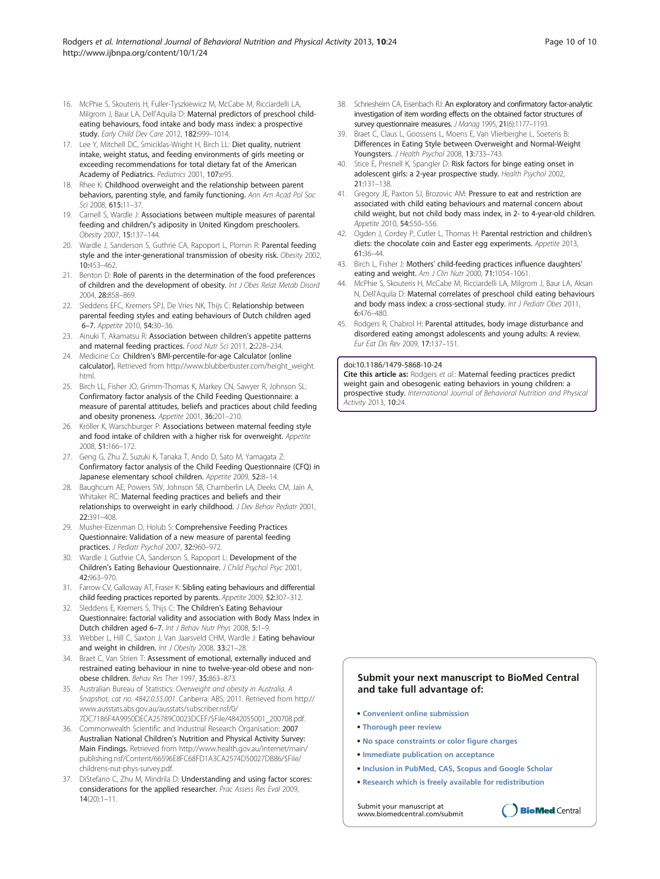16. McPhie S, Skouteris H, Fuller-Tyszkiewicz M, McCabe M, Ricciardelli LA, Milgrom J, Baur LA, Dell'Aquila D: **Maternal predictors of preschool child-eating behaviours, food intake and body mass index: a prospective study.** *Early Child Dev Care* 2012, **182:**999–1014.
17. Lee Y, Mitchell DC, Smiciklas-Wright H, Birch LL: **Diet quality, nutrient intake, weight status, and feeding environments of girls meeting or exceeding recommendations for total dietary fat of the American Academy of Pediatrics.** *Pediatrics* 2001, **107:**e95.
18. Rhee K: **Childhood overweight and the relationship between parent behaviors, parenting style, and family functioning.** *Ann Am Acad Pol Soc Sci* 2008, **615:**11–37.
19. Carnell S, Wardle J: **Associations between multiple measures of parental feeding and children/'s adiposity in United Kingdom preschoolers.** *Obesity* 2007, **15:**137–144.
20. Wardle J, Sanderson S, Guthrie CA, Rapoport L, Plomin R: **Parental feeding style and the inter-generational transmission of obesity risk.** *Obesity* 2002, **10:**453–462.
21. Benton D: **Role of parents in the determination of the food preferences of children and the development of obesity.** *Int J Obes Relat Metab Disord* 2004, **28:**858–869.
22. Sleddens EFC, Kremers SPJ, De Vries NK, Thijs C: **Relationship between parental feeding styles and eating behaviours of Dutch children aged 6–7.** *Appetite* 2010, **54:**30–36.
23. Ainuki T, Akamatsu R: **Association between children's appetite patterns and maternal feeding practices.** *Food Nutr Sci* 2011, **2:**228–234.
24. Medicine Co: **Children's BMI-percentile-for-age Calculator [online calculator].** Retrieved from http://www.blubberbuster.com/height_weight.html.
25. Birch LL, Fisher JO, Grimm-Thomas K, Markey CN, Sawyer R, Johnson SL: **Confirmatory factor analysis of the Child Feeding Questionnaire: a measure of parental attitudes, beliefs and practices about child feeding and obesity proneness.** *Appetite* 2001, **36:**201–210.
26. Kröller K, Warschburger P: **Associations between maternal feeding style and food intake of children with a higher risk for overweight.** *Appetite* 2008, **51:**166–172.
27. Geng G, Zhu Z, Suzuki K, Tanaka T, Ando D, Sato M, Yamagata Z: **Confirmatory factor analysis of the Child Feeding Questionnaire (CFQ) in Japanese elementary school children.** *Appetite* 2009, **52:**8–14.
28. Baughcum AE, Powers SW, Johnson SB, Chamberlin LA, Deeks CM, Jain A, Whitaker RC: **Maternal feeding practices and beliefs and their relationships to overweight in early childhood.** *J Dev Behav Pediatr* 2001, **22:**391–408.
29. Musher-Eizenman D, Holub S: **Comprehensive Feeding Practices Questionnaire: Validation of a new measure of parental feeding practices.** *J Pediatr Psychol* 2007, **32:**960–972.
30. Wardle J, Guthrie CA, Sanderson S, Rapoport L: **Development of the Children's Eating Behaviour Questionnaire.** *J Child Psychol Psyc* 2001, **42:**963–970.
31. Farrow CV, Galloway AT, Fraser K: **Sibling eating behaviours and differential child feeding practices reported by parents.** *Appetite* 2009, **52:**307–312.
32. Sleddens E, Kremers S, Thijs C: **The Children's Eating Behaviour Questionnaire: factorial validity and association with Body Mass Index in Dutch children aged 6–7.** *Int J Behav Nutr Phys* 2008, **5:**1–9.
33. Webber L, Hill C, Saxton J, Van Jaarsveld CHM, Wardle J: **Eating behaviour and weight in children.** *Int J Obesity* 2008, **33:**21–28.
34. Braet C, Van Strien T: **Assessment of emotional, externally induced and restrained eating behaviour in nine to twelve-year-old obese and non-obese children.** *Behav Res Ther* 1997, **35:**863–873.
35. Australian Bureau of Statistics: *Overweight and obesity in Australia. A Snapshot, cat no. 4842.0.55.001.* Canberra: ABS; 2011. Retrieved from http://www.ausstats.abs.gov.au/ausstats/subscriber.nsf/0/7DC7186F4A9950DECA25789C0023DCEF/$File/4842055001_200708.pdf.
36. Commonwealth Scientific and Industrial Research Organisation: **2007 Australian National Children's Nutrition and Physical Activity Survey: Main Findings.** Retrieved from http://www.health.gov.au/internet/main/publishing.nsf/Content/66596E8FC68FD1A3CA2574D50027DB86/$File/childrens-nut-phys-survey.pdf.
37. DiStefano C, Zhu M, Mindrila D: **Understanding and using factor scores: considerations for the applied researcher.** *Prac Assess Res Eval* 2009, **14**(20):1–11.
38. Schriesheim CA, Eisenbach RJ: **An exploratory and confirmatory factor-analytic investigation of item wording effects on the obtained factor structures of survey questionnaire measures.** *J Manag* 1995, **21**(6):1177–1193.
39. Braet C, Claus L, Goossens L, Moens E, Van Vlierberghe L, Soetens B: **Differences in Eating Style between Overweight and Normal-Weight Youngsters.** *J Health Psychol* 2008, **13:**733–743.
40. Stice E, Presnell K, Spangler D: **Risk factors for binge eating onset in adolescent girls: a 2-year prospective study.** *Health Psychol* 2002, **21:**131–138.
41. Gregory JE, Paxton SJ, Brozovic AM: **Pressure to eat and restriction are associated with child eating behaviours and maternal concern about child weight, but not child body mass index, in 2- to 4-year-old children.** *Appetite* 2010, **54:**550–556.
42. Ogden J, Cordey P, Cutler L, Thomas H: **Parental restriction and children's diets: the chocolate coin and Easter egg experiments.** *Appetite* 2013, **61:**36–44.
43. Birch L, Fisher J: **Mothers' child-feeding practices influence daughters' eating and weight.** *Am J Clin Nutr* 2000, **71:**1054–1061.
44. McPhie S, Skouteris H, McCabe M, Ricciardelli LA, Milgrom J, Baur LA, Aksan N, Dell'Aquila D: **Maternal correlates of preschool child eating behaviours and body mass index: a cross-sectional study.** *Int J Pediatr Obes* 2011, **6:**476–480.
45. Rodgers R, Chabrol H: **Parental attitudes, body image disturbance and disordered eating amongst adolescents and young adults: A review.** *Eur Eat Dis Rev* 2009, **17:**137–151.

doi:10.1186/1479-5868-10-24

**Cite this article as:** Rodgers *et al.*: Maternal feeding practices predict weight gain and obesogenic eating behaviors in young children: a prospective study. *International Journal of Behavioral Nutrition and Physical Activity* 2013, **10**:24.

**Submit your next manuscript to BioMed Central and take full advantage of:**

- **Convenient online submission**
- **Thorough peer review**
- **No space constraints or color figure charges**
- **Immediate publication on acceptance**
- **Inclusion in PubMed, CAS, Scopus and Google Scholar**
- **Research which is freely available for redistribution**

Submit your manuscript at www.biomedcentral.com/submit

BioMed Central